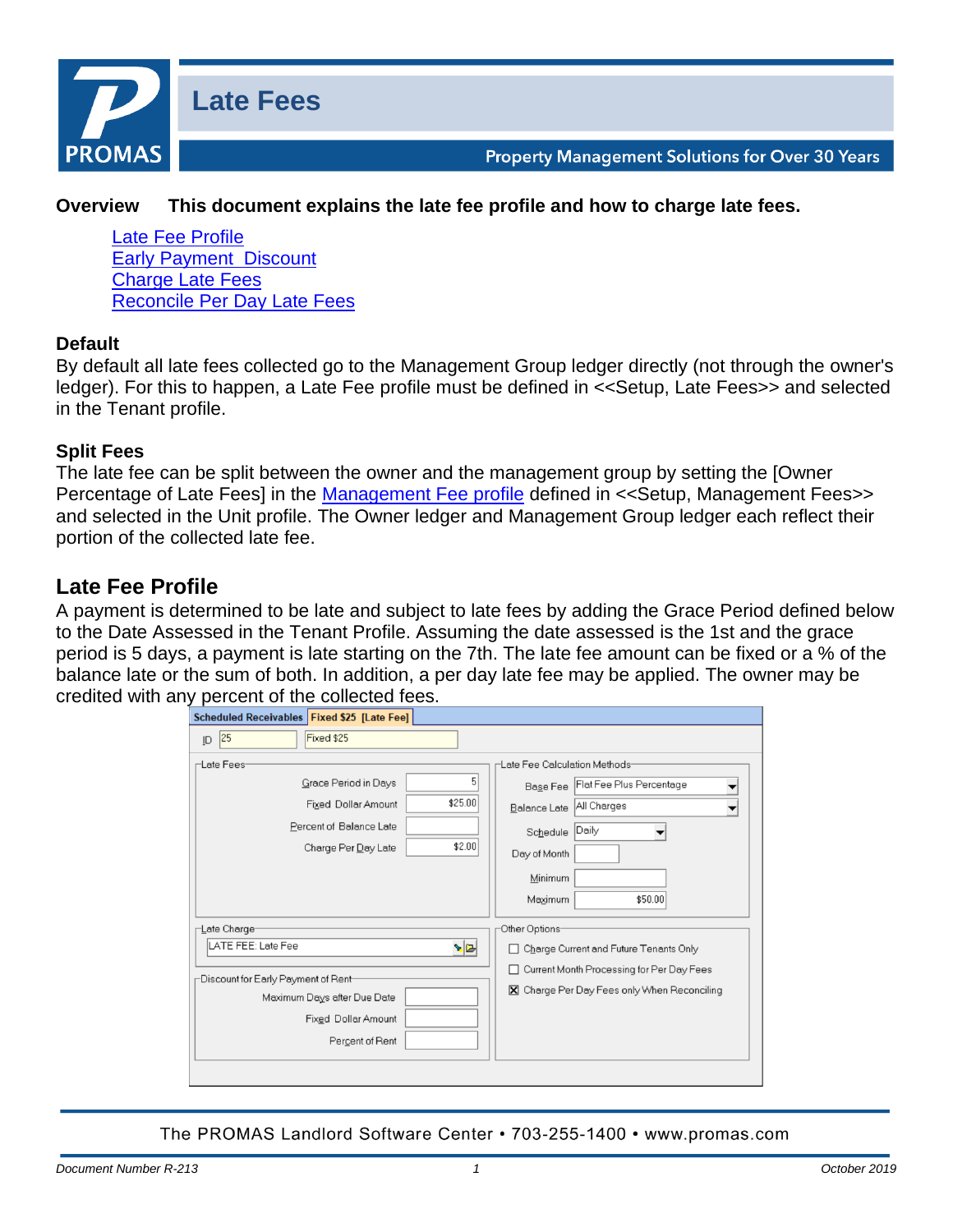# Late Fees

**Overview This document explains the late fee profile and how to charge late fees.**

- Late Fee Profile
- Early Payment Discount
- Charge Late Fees
- Reconcile Per Day Late Fees

### Default

By default all late fees collected go to the Management Group ledger directly (not through the owner's ledger). For this to happen, a Late Fee profile must be defined in <<Setup, Late Fees>> and selected in the Tenant profile.

### Split Fees

The late fee can be split between the owner and the management group by setting the [Owner Percentage of Late Fees] in the Management Fee profile defined in <<Setup, Management Fees>> and selected in the Unit profile. The Owner ledger and Management Group ledger each reflect their portion of the collected late fee.

## Late Fee Profile

A payment is determined to be late and subject to late fees by adding the Grace Period defined below to the Date Assessed in the Tenant Profile. Assuming the date assessed is the 1st and the grace period is 5 days, a payment is late starting on the 7th. The late fee amount can be fixed or a % of the balance late or the sum of both. In addition, a per day late fee may be applied. The owner may be credited with any percent of the collected fees.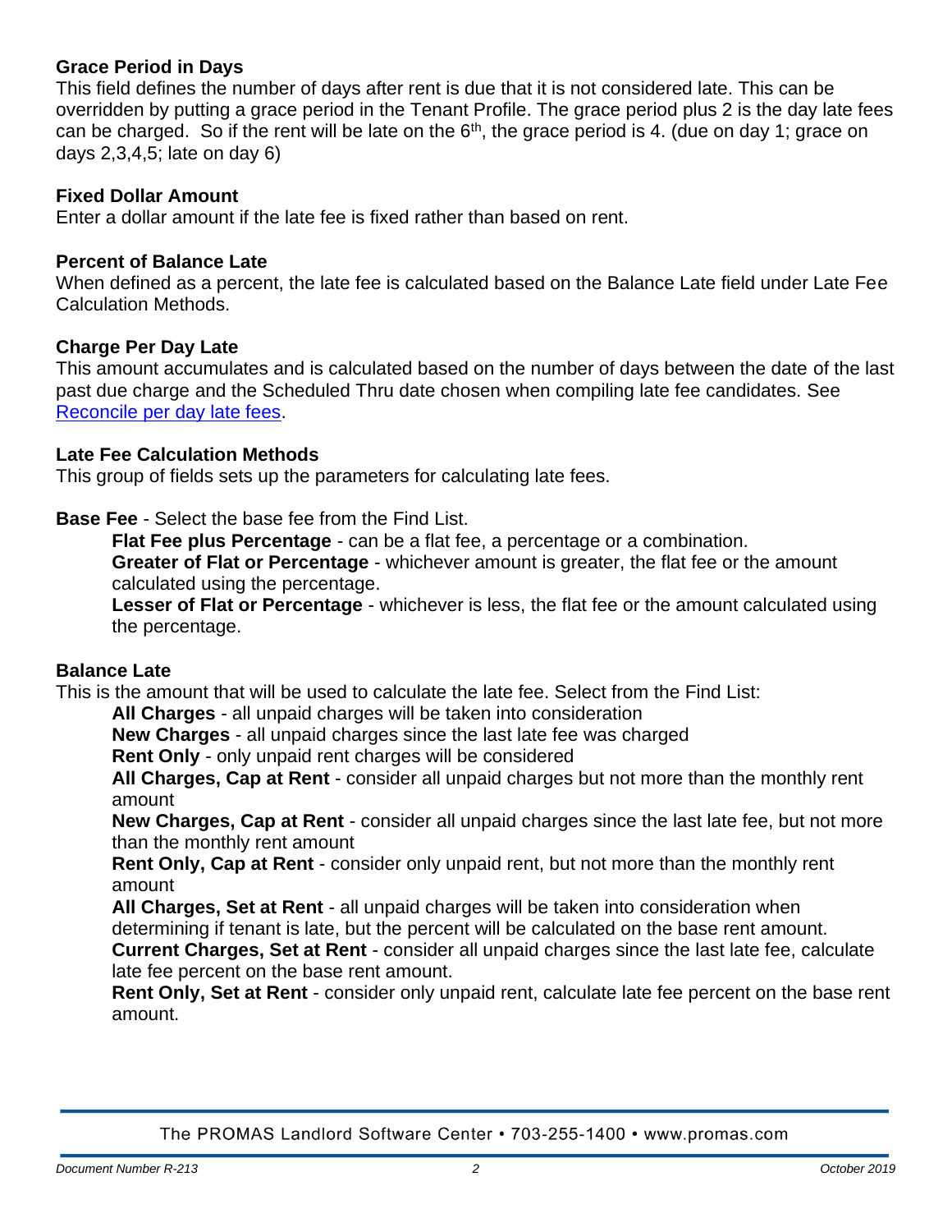### Grace Period in Days

This field defines the number of days after rent is due that it is not considered late. This can be overridden by putting a grace period in the Tenant Profile. The grace period plus 2 is the day late fees can be charged. So if the rent will be late on the 6th, the grace period is 4. (due on day 1; grace on days 2,3,4,5; late on day 6)

### Fixed Dollar Amount

Enter a dollar amount if the late fee is fixed rather than based on rent.

### Percent of Balance Late

When defined as a percent, the late fee is calculated based on the Balance Late field under Late Fee Calculation Methods.

### Charge Per Day Late

This amount accumulates and is calculated based on the number of days between the date of the last past due charge and the Scheduled Thru date chosen when compiling late fee candidates. See [Reconcile per day late fees](#).

### Late Fee Calculation Methods

This group of fields sets up the parameters for calculating late fees.

**Base Fee** - Select the base fee from the Find List.

- **Flat Fee plus Percentage** - can be a flat fee, a percentage or a combination.
- **Greater of Flat or Percentage** - whichever amount is greater, the flat fee or the amount calculated using the percentage.
- **Lesser of Flat or Percentage** - whichever is less, the flat fee or the amount calculated using the percentage.

### Balance Late

This is the amount that will be used to calculate the late fee. Select from the Find List:

- **All Charges** - all unpaid charges will be taken into consideration
- **New Charges** - all unpaid charges since the last late fee was charged
- **Rent Only** - only unpaid rent charges will be considered
- **All Charges, Cap at Rent** - consider all unpaid charges but not more than the monthly rent amount
- **New Charges, Cap at Rent** - consider all unpaid charges since the last late fee, but not more than the monthly rent amount
- **Rent Only, Cap at Rent** - consider only unpaid rent, but not more than the monthly rent amount
- **All Charges, Set at Rent** - all unpaid charges will be taken into consideration when determining if tenant is late, but the percent will be calculated on the base rent amount.
- **Current Charges, Set at Rent** - consider all unpaid charges since the last late fee, calculate late fee percent on the base rent amount.
- **Rent Only, Set at Rent** - consider only unpaid rent, calculate late fee percent on the base rent amount.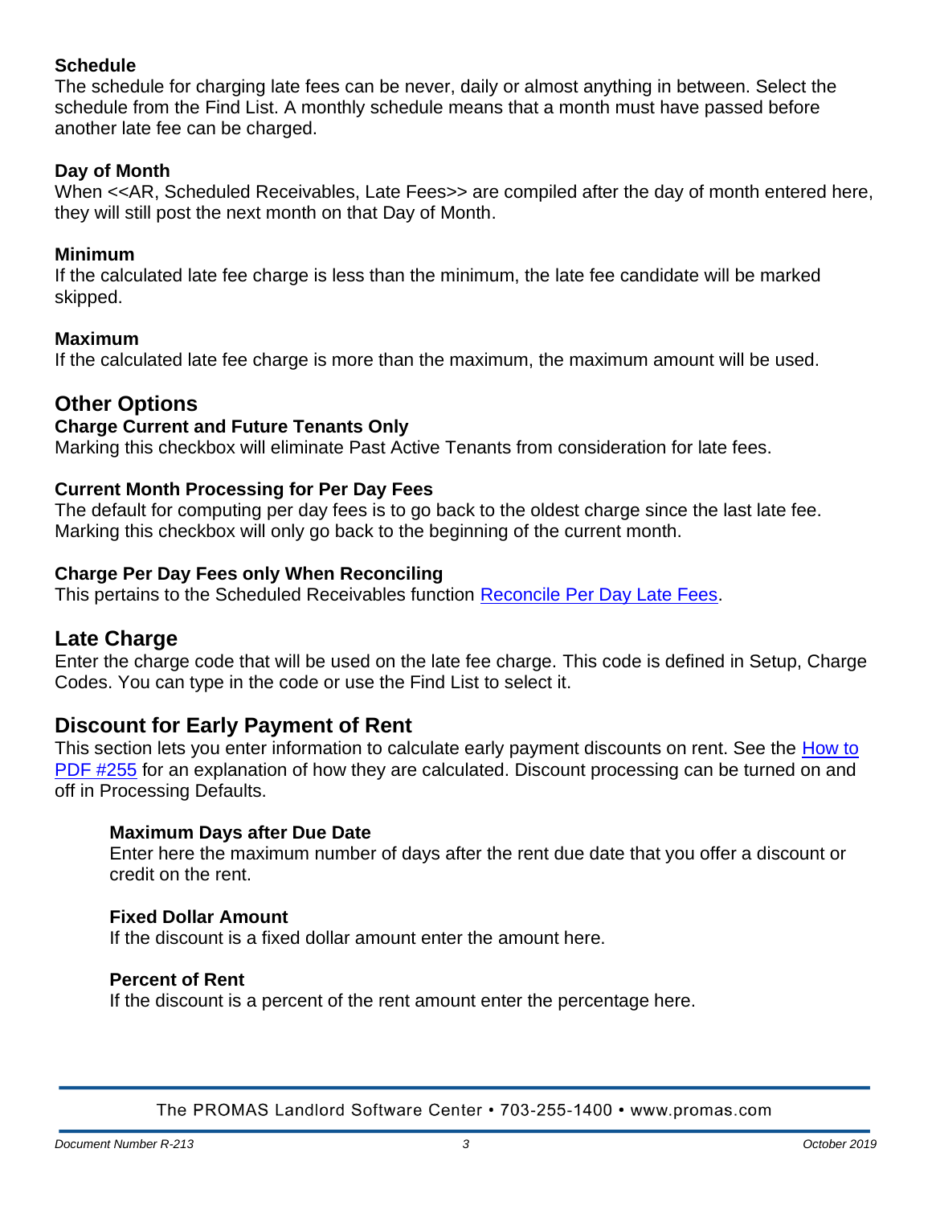**Schedule**

The schedule for charging late fees can be never, daily or almost anything in between. Select the schedule from the Find List. A monthly schedule means that a month must have passed before another late fee can be charged.

**Day of Month**

When <<AR, Scheduled Receivables, Late Fees>> are compiled after the day of month entered here, they will still post the next month on that Day of Month.

**Minimum**

If the calculated late fee charge is less than the minimum, the late fee candidate will be marked skipped.

**Maximum**

If the calculated late fee charge is more than the maximum, the maximum amount will be used.

## Other Options

**Charge Current and Future Tenants Only**

Marking this checkbox will eliminate Past Active Tenants from consideration for late fees.

**Current Month Processing for Per Day Fees**

The default for computing per day fees is to go back to the oldest charge since the last late fee. Marking this checkbox will only go back to the beginning of the current month.

**Charge Per Day Fees only When Reconciling**

This pertains to the Scheduled Receivables function Reconcile Per Day Late Fees.

## Late Charge

Enter the charge code that will be used on the late fee charge. This code is defined in Setup, Charge Codes. You can type in the code or use the Find List to select it.

## Discount for Early Payment of Rent

This section lets you enter information to calculate early payment discounts on rent. See the How to PDF #255 for an explanation of how they are calculated. Discount processing can be turned on and off in Processing Defaults.

**Maximum Days after Due Date**

Enter here the maximum number of days after the rent due date that you offer a discount or credit on the rent.

**Fixed Dollar Amount**

If the discount is a fixed dollar amount enter the amount here.

**Percent of Rent**

If the discount is a percent of the rent amount enter the percentage here.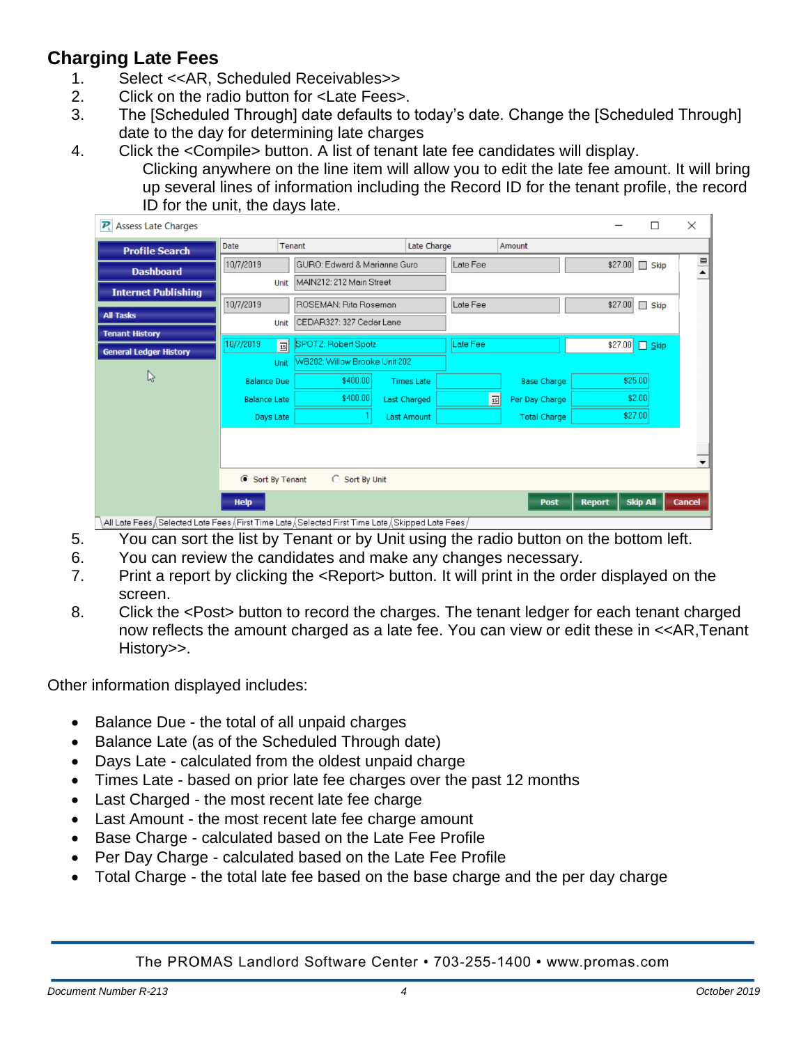## Charging Late Fees

1. Select <<AR, Scheduled Receivables>>
2. Click on the radio button for <Late Fees>.
3. The [Scheduled Through] date defaults to today's date. Change the [Scheduled Through] date to the day for determining late charges
4. Click the <Compile> button. A list of tenant late fee candidates will display.
   Clicking anywhere on the line item will allow you to edit the late fee amount. It will bring up several lines of information including the Record ID for the tenant profile, the record ID for the unit, the days late.
5. You can sort the list by Tenant or by Unit using the radio button on the bottom left.
6. You can review the candidates and make any changes necessary.
7. Print a report by clicking the <Report> button. It will print in the order displayed on the screen.
8. Click the <Post> button to record the charges. The tenant ledger for each tenant charged now reflects the amount charged as a late fee. You can view or edit these in <<AR,Tenant History>>.

Other information displayed includes:

- Balance Due - the total of all unpaid charges
- Balance Late (as of the Scheduled Through date)
- Days Late - calculated from the oldest unpaid charge
- Times Late - based on prior late fee charges over the past 12 months
- Last Charged - the most recent late fee charge
- Last Amount - the most recent late fee charge amount
- Base Charge - calculated based on the Late Fee Profile
- Per Day Charge - calculated based on the Late Fee Profile
- Total Charge - the total late fee based on the base charge and the per day charge

The PROMAS Landlord Software Center • 703-255-1400 • www.promas.com

Document Number R-213 | October 2019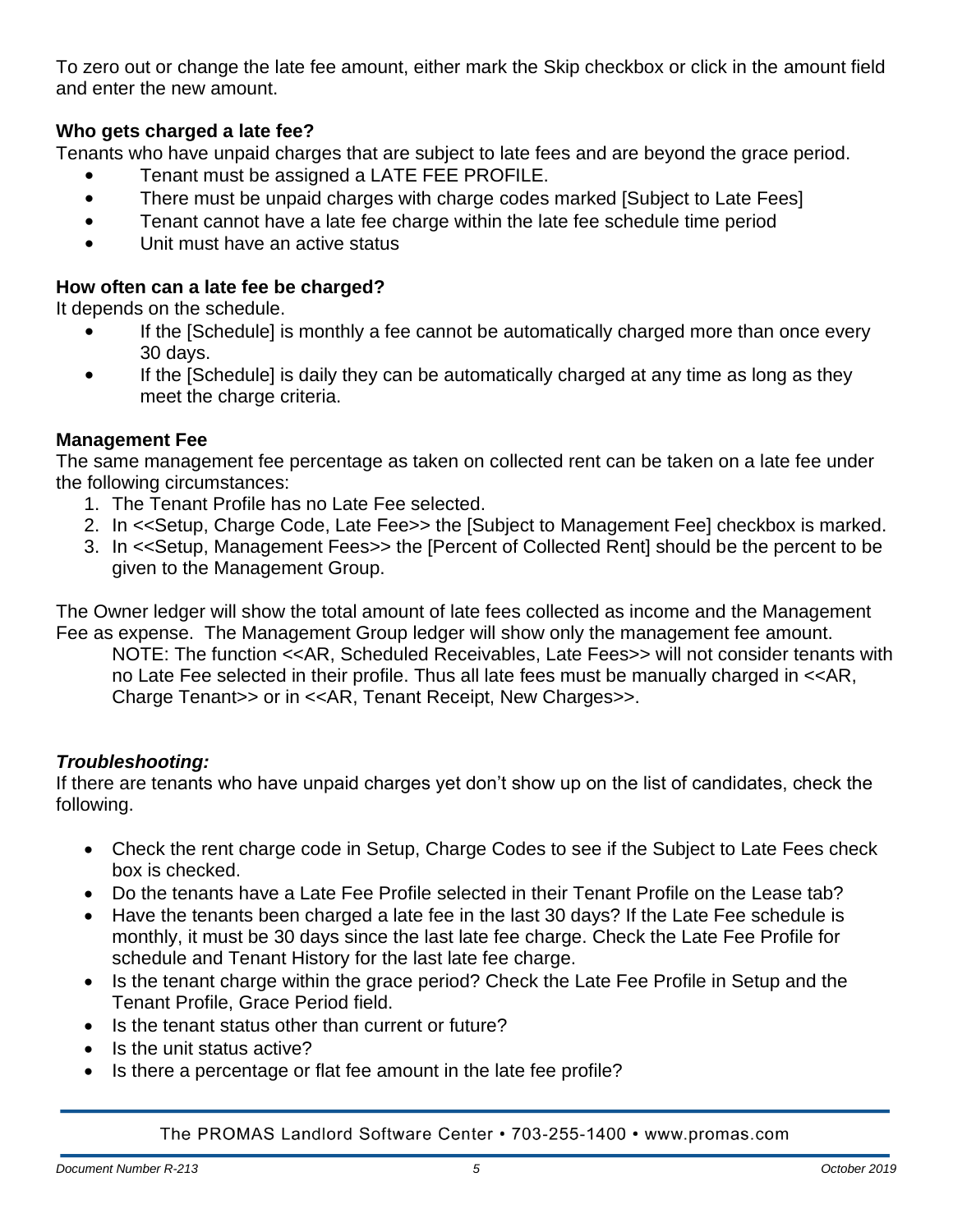To zero out or change the late fee amount, either mark the Skip checkbox or click in the amount field and enter the new amount.

**Who gets charged a late fee?**

Tenants who have unpaid charges that are subject to late fees and are beyond the grace period.

- Tenant must be assigned a LATE FEE PROFILE.
- There must be unpaid charges with charge codes marked [Subject to Late Fees]
- Tenant cannot have a late fee charge within the late fee schedule time period
- Unit must have an active status

**How often can a late fee be charged?**

It depends on the schedule.

- If the [Schedule] is monthly a fee cannot be automatically charged more than once every 30 days.
- If the [Schedule] is daily they can be automatically charged at any time as long as they meet the charge criteria.

**Management Fee**

The same management fee percentage as taken on collected rent can be taken on a late fee under the following circumstances:

1. The Tenant Profile has no Late Fee selected.
2. In <<Setup, Charge Code, Late Fee>> the [Subject to Management Fee] checkbox is marked.
3. In <<Setup, Management Fees>> the [Percent of Collected Rent] should be the percent to be given to the Management Group.

The Owner ledger will show the total amount of late fees collected as income and the Management Fee as expense. The Management Group ledger will show only the management fee amount.

> NOTE: The function <<AR, Scheduled Receivables, Late Fees>> will not consider tenants with no Late Fee selected in their profile. Thus all late fees must be manually charged in <<AR, Charge Tenant>> or in <<AR, Tenant Receipt, New Charges>>.

***Troubleshooting:***

If there are tenants who have unpaid charges yet don't show up on the list of candidates, check the following.

- Check the rent charge code in Setup, Charge Codes to see if the Subject to Late Fees check box is checked.
- Do the tenants have a Late Fee Profile selected in their Tenant Profile on the Lease tab?
- Have the tenants been charged a late fee in the last 30 days? If the Late Fee schedule is monthly, it must be 30 days since the last late fee charge. Check the Late Fee Profile for schedule and Tenant History for the last late fee charge.
- Is the tenant charge within the grace period? Check the Late Fee Profile in Setup and the Tenant Profile, Grace Period field.
- Is the tenant status other than current or future?
- Is the unit status active?
- Is there a percentage or flat fee amount in the late fee profile?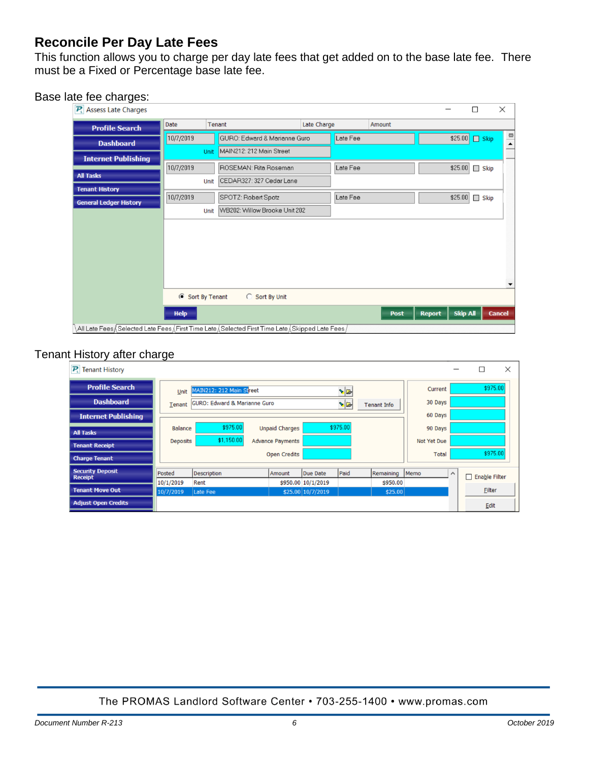## Reconcile Per Day Late Fees

This function allows you to charge per day late fees that get added on to the base late fee. There must be a Fixed or Percentage base late fee.

Base late fee charges:

Tenant History after charge

The PROMAS Landlord Software Center • 703-255-1400 • www.promas.com

*Document Number R-213* *October 2019*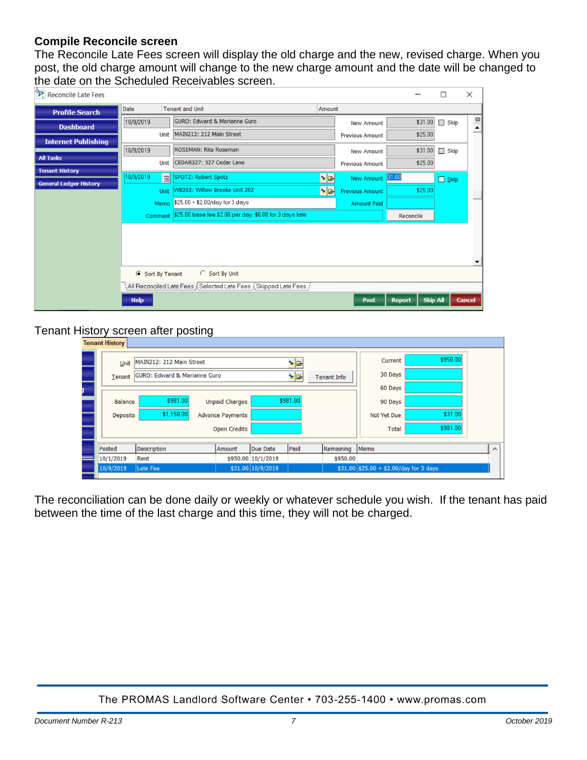## Compile Reconcile screen

The Reconcile Late Fees screen will display the old charge and the new, revised charge. When you post, the old charge amount will change to the new charge amount and the date will be changed to the date on the Scheduled Receivables screen.

Tenant History screen after posting

The reconciliation can be done daily or weekly or whatever schedule you wish. If the tenant has paid between the time of the last charge and this time, they will not be charged.

*Document Number R-213*

*October 2019*